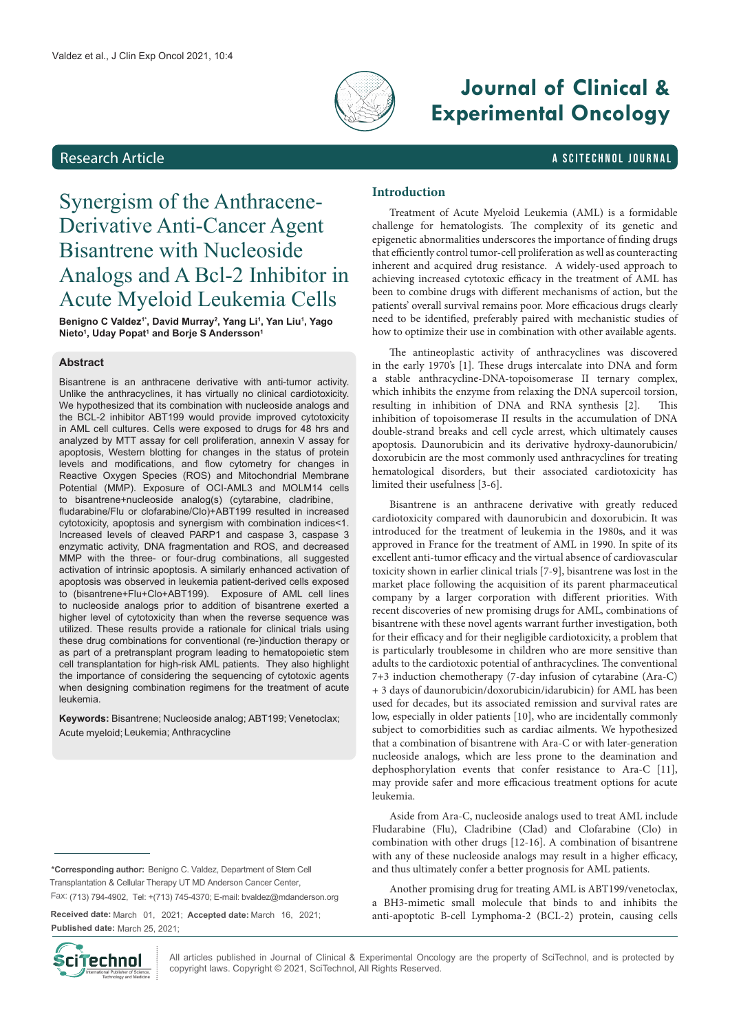# Synergism of the Anthracene-Derivative Anti-Cancer Agent Bisantrene with Nucleoside Analogs and A Bcl-2 Inhibitor in Acute Myeloid Leukemia Cells

**Benigno C Valdez[1*], David Murray[2], Yang Li[1], Yan Liu[1], Yago Nieto[1], Uday Popat[1] and Borje S Andersson[1]**

## Abstract

Bisantrene is an anthracene derivative with anti-tumor activity. Unlike the anthracyclines, it has virtually no clinical cardiotoxicity. We hypothesized that its combination with nucleoside analogs and the BCL-2 inhibitor ABT199 would provide improved cytotoxicity in AML cell cultures. Cells were exposed to drugs for 48 hrs and analyzed by MTT assay for cell proliferation, annexin V assay for apoptosis, Western blotting for changes in the status of protein levels and modifications, and flow cytometry for changes in Reactive Oxygen Species (ROS) and Mitochondrial Membrane Potential (MMP). Exposure of OCI-AML3 and MOLM14 cells to bisantrene+nucleoside analog(s) (cytarabine, cladribine, fludarabine/Flu or clofarabine/Clo)+ABT199 resulted in increased cytotoxicity, apoptosis and synergism with combination indices<1. Increased levels of cleaved PARP1 and caspase 3, caspase 3 enzymatic activity, DNA fragmentation and ROS, and decreased MMP with the three- or four-drug combinations, all suggested activation of intrinsic apoptosis. A similarly enhanced activation of apoptosis was observed in leukemia patient-derived cells exposed to (bisantrene+Flu+Clo+ABT199). Exposure of AML cell lines to nucleoside analogs prior to addition of bisantrene exerted a higher level of cytotoxicity than when the reverse sequence was utilized. These results provide a rationale for clinical trials using these drug combinations for conventional (re-)induction therapy or as part of a pretransplant program leading to hematopoietic stem cell transplantation for high-risk AML patients. They also highlight the importance of considering the sequencing of cytotoxic agents when designing combination regimens for the treatment of acute leukemia.

**Keywords:** Bisantrene; Nucleoside analog; ABT199; Venetoclax; Acute myeloid; Leukemia; Anthracycline

*Corresponding author: Benigno C. Valdez, Department of Stem Cell Transplantation & Cellular Therapy UT MD Anderson Cancer Center, Fax: (713) 794-4902, Tel: +(713) 745-4370; E-mail: bvaldez@mdanderson.org

**Received date:** March 01, 2021; **Accepted date:** March 16, 2021; **Published date:** March 25, 2021;

## Introduction

Treatment of Acute Myeloid Leukemia (AML) is a formidable challenge for hematologists. The complexity of its genetic and epigenetic abnormalities underscores the importance of finding drugs that efficiently control tumor-cell proliferation as well as counteracting inherent and acquired drug resistance. A widely-used approach to achieving increased cytotoxic efficacy in the treatment of AML has been to combine drugs with different mechanisms of action, but the patients' overall survival remains poor. More efficacious drugs clearly need to be identified, preferably paired with mechanistic studies of how to optimize their use in combination with other available agents.

The antineoplastic activity of anthracyclines was discovered in the early 1970's [1]. These drugs intercalate into DNA and form a stable anthracycline-DNA-topoisomerase II ternary complex, which inhibits the enzyme from relaxing the DNA supercoil torsion, resulting in inhibition of DNA and RNA synthesis [2]. This inhibition of topoisomerase II results in the accumulation of DNA double-strand breaks and cell cycle arrest, which ultimately causes apoptosis. Daunorubicin and its derivative hydroxy-daunorubicin/doxorubicin are the most commonly used anthracyclines for treating hematological disorders, but their associated cardiotoxicity has limited their usefulness [3-6].

Bisantrene is an anthracene derivative with greatly reduced cardiotoxicity compared with daunorubicin and doxorubicin. It was introduced for the treatment of leukemia in the 1980s, and it was approved in France for the treatment of AML in 1990. In spite of its excellent anti-tumor efficacy and the virtual absence of cardiovascular toxicity shown in earlier clinical trials [7-9], bisantrene was lost in the market place following the acquisition of its parent pharmaceutical company by a larger corporation with different priorities. With recent discoveries of new promising drugs for AML, combinations of bisantrene with these novel agents warrant further investigation, both for their efficacy and for their negligible cardiotoxicity, a problem that is particularly troublesome in children who are more sensitive than adults to the cardiotoxic potential of anthracyclines. The conventional 7+3 induction chemotherapy (7-day infusion of cytarabine (Ara-C) + 3 days of daunorubicin/doxorubicin/idarubicin) for AML has been used for decades, but its associated remission and survival rates are low, especially in older patients [10], who are incidentally commonly subject to comorbidities such as cardiac ailments. We hypothesized that a combination of bisantrene with Ara-C or with later-generation nucleoside analogs, which are less prone to the deamination and dephosphorylation events that confer resistance to Ara-C [11], may provide safer and more efficacious treatment options for acute leukemia.

Aside from Ara-C, nucleoside analogs used to treat AML include Fludarabine (Flu), Cladribine (Clad) and Clofarabine (Clo) in combination with other drugs [12-16]. A combination of bisantrene with any of these nucleoside analogs may result in a higher efficacy, and thus ultimately confer a better prognosis for AML patients.

Another promising drug for treating AML is ABT199/venetoclax, a BH3-mimetic small molecule that binds to and inhibits the anti-apoptotic B-cell Lymphoma-2 (BCL-2) protein, causing cells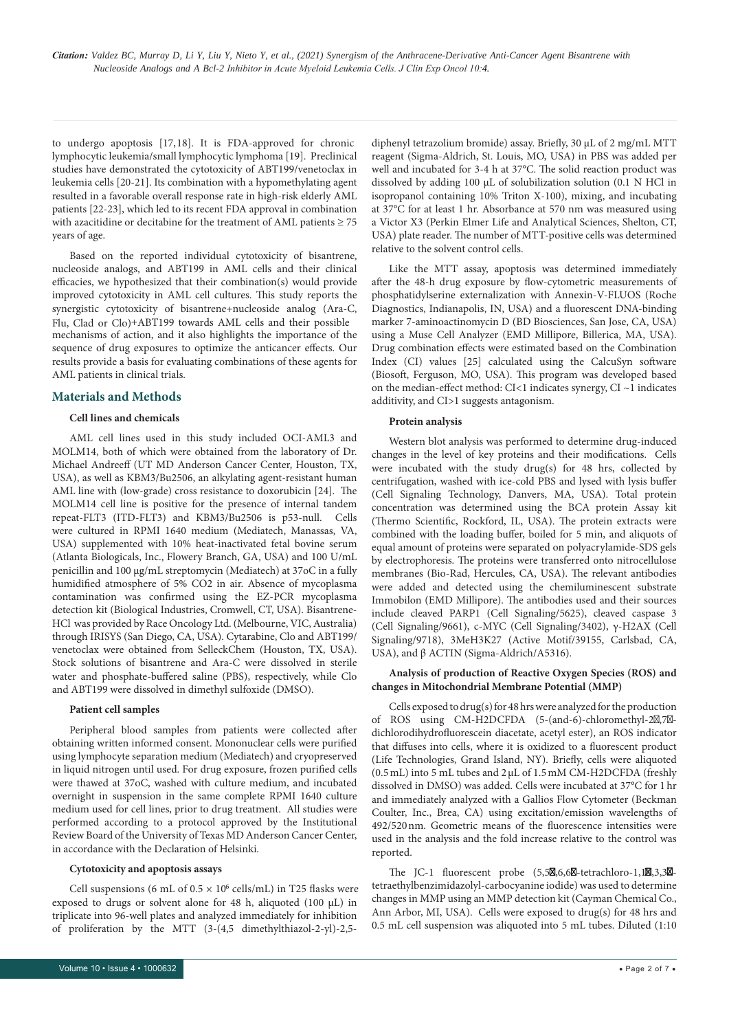to undergo apoptosis [17,18]. It is FDA-approved for chronic lymphocytic leukemia/small lymphocytic lymphoma [19]. Preclinical studies have demonstrated the cytotoxicity of ABT199/venetoclax in leukemia cells [20-21]. Its combination with a hypomethylating agent resulted in a favorable overall response rate in high-risk elderly AML patients [22-23], which led to its recent FDA approval in combination with azacitidine or decitabine for the treatment of AML patients ≥ 75 years of age.

Based on the reported individual cytotoxicity of bisantrene, nucleoside analogs, and ABT199 in AML cells and their clinical efficacies, we hypothesized that their combination(s) would provide improved cytotoxicity in AML cell cultures. This study reports the synergistic cytotoxicity of bisantrene+nucleoside analog (Ara-C, Flu, Clad or Clo)+ABT199 towards AML cells and their possible mechanisms of action, and it also highlights the importance of the sequence of drug exposures to optimize the anticancer effects. Our results provide a basis for evaluating combinations of these agents for AML patients in clinical trials.

## Materials and Methods

### Cell lines and chemicals

AML cell lines used in this study included OCI-AML3 and MOLM14, both of which were obtained from the laboratory of Dr. Michael Andreeff (UT MD Anderson Cancer Center, Houston, TX, USA), as well as KBM3/Bu2506, an alkylating agent-resistant human AML line with (low-grade) cross resistance to doxorubicin [24]. The MOLM14 cell line is positive for the presence of internal tandem repeat-FLT3 (ITD-FLT3) and KBM3/Bu2506 is p53-null. Cells were cultured in RPMI 1640 medium (Mediatech, Manassas, VA, USA) supplemented with 10% heat-inactivated fetal bovine serum (Atlanta Biologicals, Inc., Flowery Branch, GA, USA) and 100 U/mL penicillin and 100 μg/mL streptomycin (Mediatech) at 37oC in a fully humidified atmosphere of 5% CO2 in air. Absence of mycoplasma contamination was confirmed using the EZ-PCR mycoplasma detection kit (Biological Industries, Cromwell, CT, USA). Bisantrene-HCl was provided by Race Oncology Ltd. (Melbourne, VIC, Australia) through IRISYS (San Diego, CA, USA). Cytarabine, Clo and ABT199/venetoclax were obtained from SelleckChem (Houston, TX, USA). Stock solutions of bisantrene and Ara-C were dissolved in sterile water and phosphate-buffered saline (PBS), respectively, while Clo and ABT199 were dissolved in dimethyl sulfoxide (DMSO).

### Patient cell samples

Peripheral blood samples from patients were collected after obtaining written informed consent. Mononuclear cells were purified using lymphocyte separation medium (Mediatech) and cryopreserved in liquid nitrogen until used. For drug exposure, frozen purified cells were thawed at 37oC, washed with culture medium, and incubated overnight in suspension in the same complete RPMI 1640 culture medium used for cell lines, prior to drug treatment. All studies were performed according to a protocol approved by the Institutional Review Board of the University of Texas MD Anderson Cancer Center, in accordance with the Declaration of Helsinki.

### Cytotoxicity and apoptosis assays

Cell suspensions (6 mL of $0.5 \times 10^6$ cells/mL) in T25 flasks were exposed to drugs or solvent alone for 48 h, aliquoted (100 μL) in triplicate into 96-well plates and analyzed immediately for inhibition of proliferation by the MTT (3-(4,5 dimethylthiazol-2-yl)-2,5-diphenyl tetrazolium bromide) assay. Briefly, 30 μL of 2 mg/mL MTT reagent (Sigma-Aldrich, St. Louis, MO, USA) in PBS was added per well and incubated for 3-4 h at 37°C. The solid reaction product was dissolved by adding 100 μL of solubilization solution (0.1 N HCl in isopropanol containing 10% Triton X-100), mixing, and incubating at 37°C for at least 1 hr. Absorbance at 570 nm was measured using a Victor X3 (Perkin Elmer Life and Analytical Sciences, Shelton, CT, USA) plate reader. The number of MTT-positive cells was determined relative to the solvent control cells.

Like the MTT assay, apoptosis was determined immediately after the 48-h drug exposure by flow-cytometric measurements of phosphatidylserine externalization with Annexin-V-FLUOS (Roche Diagnostics, Indianapolis, IN, USA) and a fluorescent DNA-binding marker 7-aminoactinomycin D (BD Biosciences, San Jose, CA, USA) using a Muse Cell Analyzer (EMD Millipore, Billerica, MA, USA). Drug combination effects were estimated based on the Combination Index (CI) values [25] calculated using the CalcuSyn software (Biosoft, Ferguson, MO, USA). This program was developed based on the median-effect method: CI<1 indicates synergy, CI ~1 indicates additivity, and CI>1 suggests antagonism.

### Protein analysis

Western blot analysis was performed to determine drug-induced changes in the level of key proteins and their modifications. Cells were incubated with the study drug(s) for 48 hrs, collected by centrifugation, washed with ice-cold PBS and lysed with lysis buffer (Cell Signaling Technology, Danvers, MA, USA). Total protein concentration was determined using the BCA protein Assay kit (Thermo Scientific, Rockford, IL, USA). The protein extracts were combined with the loading buffer, boiled for 5 min, and aliquots of equal amount of proteins were separated on polyacrylamide-SDS gels by electrophoresis. The proteins were transferred onto nitrocellulose membranes (Bio-Rad, Hercules, CA, USA). The relevant antibodies were added and detected using the chemiluminescent substrate Immobilon (EMD Millipore). The antibodies used and their sources include cleaved PARP1 (Cell Signaling/5625), cleaved caspase 3 (Cell Signaling/9661), c-MYC (Cell Signaling/3402), γ-H2AX (Cell Signaling/9718), 3MeH3K27 (Active Motif/39155, Carlsbad, CA, USA), and β ACTIN (Sigma-Aldrich/A5316).

### Analysis of production of Reactive Oxygen Species (ROS) and changes in Mitochondrial Membrane Potential (MMP)

Cells exposed to drug(s) for 48 hrs were analyzed for the production of ROS using CM-H2DCFDA (5-(and-6)-chloromethyl-2′,7′-dichlorodihydrofluorescein diacetate, acetyl ester), an ROS indicator that diffuses into cells, where it is oxidized to a fluorescent product (Life Technologies, Grand Island, NY). Briefly, cells were aliquoted (0.5 mL) into 5 mL tubes and 2 μL of 1.5 mM CM-H2DCFDA (freshly dissolved in DMSO) was added. Cells were incubated at 37°C for 1 hr and immediately analyzed with a Gallios Flow Cytometer (Beckman Coulter, Inc., Brea, CA) using excitation/emission wavelengths of 492/520 nm. Geometric means of the fluorescence intensities were used in the analysis and the fold increase relative to the control was reported.

The JC-1 fluorescent probe (5,5′,6,6′-tetrachloro-1,1′,3,3′-tetraethylbenzimidazolyl-carbocyanine iodide) was used to determine changes in MMP using an MMP detection kit (Cayman Chemical Co., Ann Arbor, MI, USA). Cells were exposed to drug(s) for 48 hrs and 0.5 mL cell suspension was aliquoted into 5 mL tubes. Diluted (1:10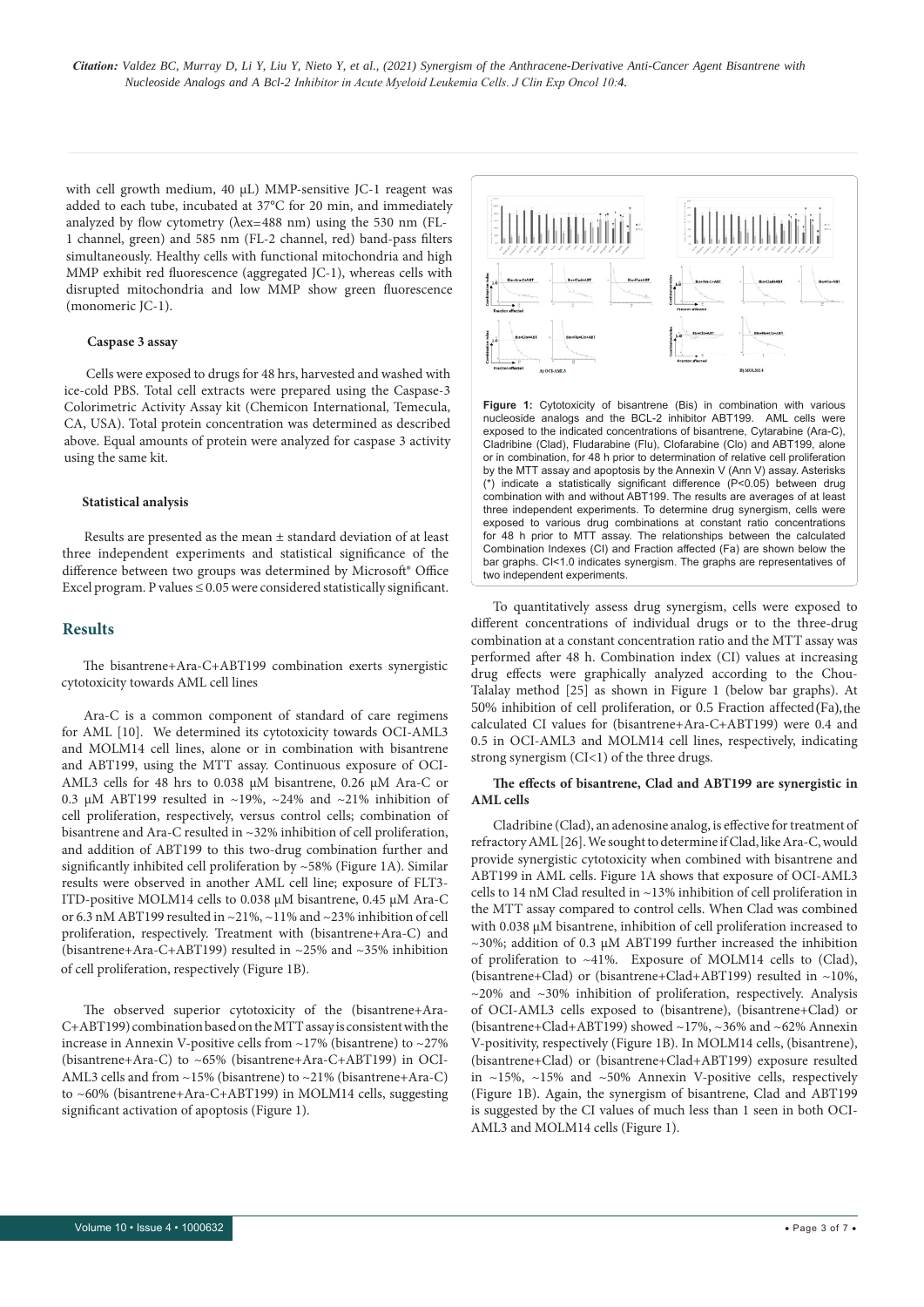with cell growth medium, 40 µL) MMP-sensitive JC-1 reagent was added to each tube, incubated at 37°C for 20 min, and immediately analyzed by flow cytometry (λex=488 nm) using the 530 nm (FL-1 channel, green) and 585 nm (FL-2 channel, red) band-pass filters simultaneously. Healthy cells with functional mitochondria and high MMP exhibit red fluorescence (aggregated JC-1), whereas cells with disrupted mitochondria and low MMP show green fluorescence (monomeric JC-1).

**Caspase 3 assay**

Cells were exposed to drugs for 48 hrs, harvested and washed with ice-cold PBS. Total cell extracts were prepared using the Caspase-3 Colorimetric Activity Assay kit (Chemicon International, Temecula, CA, USA). Total protein concentration was determined as described above. Equal amounts of protein were analyzed for caspase 3 activity using the same kit.

**Statistical analysis**

Results are presented as the mean ± standard deviation of at least three independent experiments and statistical significance of the difference between two groups was determined by Microsoft® Office Excel program. P values ≤ 0.05 were considered statistically significant.

## Results

The bisantrene+Ara-C+ABT199 combination exerts synergistic cytotoxicity towards AML cell lines

Ara-C is a common component of standard of care regimens for AML [10]. We determined its cytotoxicity towards OCI-AML3 and MOLM14 cell lines, alone or in combination with bisantrene and ABT199, using the MTT assay. Continuous exposure of OCI-AML3 cells for 48 hrs to 0.038 µM bisantrene, 0.26 µM Ara-C or 0.3 µM ABT199 resulted in ~19%, ~24% and ~21% inhibition of cell proliferation, respectively, versus control cells; combination of bisantrene and Ara-C resulted in ~32% inhibition of cell proliferation, and addition of ABT199 to this two-drug combination further and significantly inhibited cell proliferation by ~58% (Figure 1A). Similar results were observed in another AML cell line; exposure of FLT3-ITD-positive MOLM14 cells to 0.038 µM bisantrene, 0.45 µM Ara-C or 6.3 nM ABT199 resulted in ~21%, ~11% and ~23% inhibition of cell proliferation, respectively. Treatment with (bisantrene+Ara-C) and (bisantrene+Ara-C+ABT199) resulted in ~25% and ~35% inhibition of cell proliferation, respectively (Figure 1B).

The observed superior cytotoxicity of the (bisantrene+Ara-C+ABT199) combination based on the MTT assay is consistent with the increase in Annexin V-positive cells from ~17% (bisantrene) to ~27% (bisantrene+Ara-C) to ~65% (bisantrene+Ara-C+ABT199) in OCI-AML3 cells and from ~15% (bisantrene) to ~21% (bisantrene+Ara-C) to ~60% (bisantrene+Ara-C+ABT199) in MOLM14 cells, suggesting significant activation of apoptosis (Figure 1).

**Figure 1:** Cytotoxicity of bisantrene (Bis) in combination with various nucleoside analogs and the BCL-2 inhibitor ABT199. AML cells were exposed to the indicated concentrations of bisantrene, Cytarabine (Ara-C), Cladribine (Clad), Fludarabine (Flu), Clofarabine (Clo) and ABT199, alone or in combination, for 48 h prior to determination of relative cell proliferation by the MTT assay and apoptosis by the Annexin V (Ann V) assay. Asterisks (*) indicate a statistically significant difference (P<0.05) between drug combination with and without ABT199. The results are averages of at least three independent experiments. To determine drug synergism, cells were exposed to various drug combinations at constant ratio concentrations for 48 h prior to MTT assay. The relationships between the calculated Combination Indexes (CI) and Fraction affected (Fa) are shown below the bar graphs. CI<1.0 indicates synergism. The graphs are representatives of two independent experiments.

To quantitatively assess drug synergism, cells were exposed to different concentrations of individual drugs or to the three-drug combination at a constant concentration ratio and the MTT assay was performed after 48 h. Combination index (CI) values at increasing drug effects were graphically analyzed according to the Chou-Talalay method [25] as shown in Figure 1 (below bar graphs). At 50% inhibition of cell proliferation, or 0.5 Fraction affected (Fa), the calculated CI values for (bisantrene+Ara-C+ABT199) were 0.4 and 0.5 in OCI-AML3 and MOLM14 cell lines, respectively, indicating strong synergism (CI<1) of the three drugs.

**The effects of bisantrene, Clad and ABT199 are synergistic in AML cells**

Cladribine (Clad), an adenosine analog, is effective for treatment of refractory AML [26]. We sought to determine if Clad, like Ara-C, would provide synergistic cytotoxicity when combined with bisantrene and ABT199 in AML cells. Figure 1A shows that exposure of OCI-AML3 cells to 14 nM Clad resulted in ~13% inhibition of cell proliferation in the MTT assay compared to control cells. When Clad was combined with 0.038 µM bisantrene, inhibition of cell proliferation increased to ~30%; addition of 0.3 µM ABT199 further increased the inhibition of proliferation to ~41%. Exposure of MOLM14 cells to (Clad), (bisantrene+Clad) or (bisantrene+Clad+ABT199) resulted in ~10%, ~20% and ~30% inhibition of proliferation, respectively. Analysis of OCI-AML3 cells exposed to (bisantrene), (bisantrene+Clad) or (bisantrene+Clad+ABT199) showed ~17%, ~36% and ~62% Annexin V-positivity, respectively (Figure 1B). In MOLM14 cells, (bisantrene), (bisantrene+Clad) or (bisantrene+Clad+ABT199) exposure resulted in ~15%, ~15% and ~50% Annexin V-positive cells, respectively (Figure 1B). Again, the synergism of bisantrene, Clad and ABT199 is suggested by the CI values of much less than 1 seen in both OCI-AML3 and MOLM14 cells (Figure 1).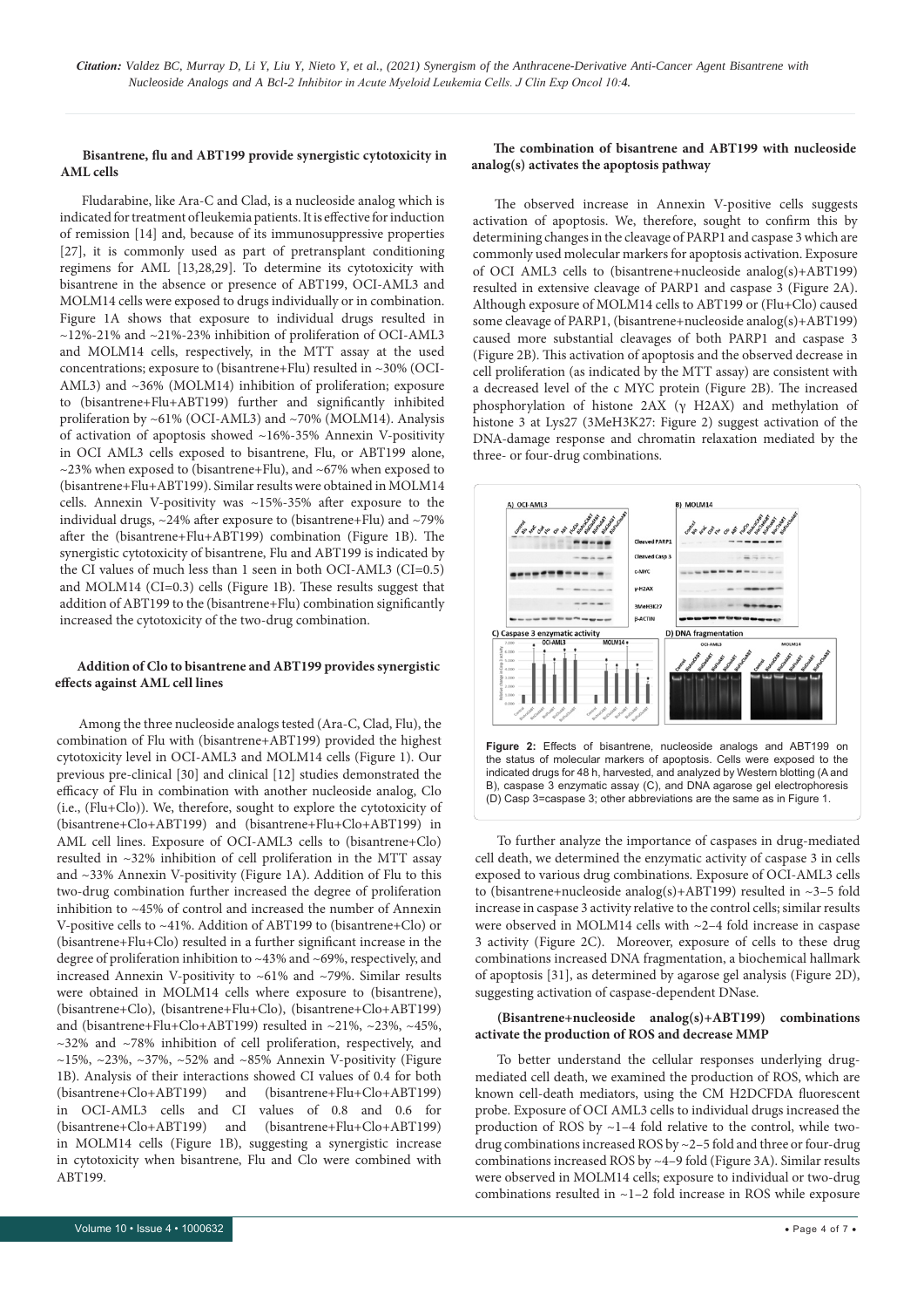### Bisantrene, flu and ABT199 provide synergistic cytotoxicity in AML cells

Fludarabine, like Ara-C and Clad, is a nucleoside analog which is indicated for treatment of leukemia patients. It is effective for induction of remission [14] and, because of its immunosuppressive properties [27], it is commonly used as part of pretransplant conditioning regimens for AML [13,28,29]. To determine its cytotoxicity with bisantrene in the absence or presence of ABT199, OCI-AML3 and MOLM14 cells were exposed to drugs individually or in combination. Figure 1A shows that exposure to individual drugs resulted in ~12%-21% and ~21%-23% inhibition of proliferation of OCI-AML3 and MOLM14 cells, respectively, in the MTT assay at the used concentrations; exposure to (bisantrene+Flu) resulted in ~30% (OCI-AML3) and ~36% (MOLM14) inhibition of proliferation; exposure to (bisantrene+Flu+ABT199) further and significantly inhibited proliferation by ~61% (OCI-AML3) and ~70% (MOLM14). Analysis of activation of apoptosis showed ~16%-35% Annexin V-positivity in OCI AML3 cells exposed to bisantrene, Flu, or ABT199 alone, ~23% when exposed to (bisantrene+Flu), and ~67% when exposed to (bisantrene+Flu+ABT199). Similar results were obtained in MOLM14 cells. Annexin V-positivity was ~15%-35% after exposure to the individual drugs, ~24% after exposure to (bisantrene+Flu) and ~79% after the (bisantrene+Flu+ABT199) combination (Figure 1B). The synergistic cytotoxicity of bisantrene, Flu and ABT199 is indicated by the CI values of much less than 1 seen in both OCI-AML3 (CI=0.5) and MOLM14 (CI=0.3) cells (Figure 1B). These results suggest that addition of ABT199 to the (bisantrene+Flu) combination significantly increased the cytotoxicity of the two-drug combination.

### Addition of Clo to bisantrene and ABT199 provides synergistic effects against AML cell lines

Among the three nucleoside analogs tested (Ara-C, Clad, Flu), the combination of Flu with (bisantrene+ABT199) provided the highest cytotoxicity level in OCI-AML3 and MOLM14 cells (Figure 1). Our previous pre-clinical [30] and clinical [12] studies demonstrated the efficacy of Flu in combination with another nucleoside analog, Clo (i.e., (Flu+Clo)). We, therefore, sought to explore the cytotoxicity of (bisantrene+Clo+ABT199) and (bisantrene+Flu+Clo+ABT199) in AML cell lines. Exposure of OCI-AML3 cells to (bisantrene+Clo) resulted in ~32% inhibition of cell proliferation in the MTT assay and ~33% Annexin V-positivity (Figure 1A). Addition of Flu to this two-drug combination further increased the degree of proliferation inhibition to ~45% of control and increased the number of Annexin V-positive cells to ~41%. Addition of ABT199 to (bisantrene+Clo) or (bisantrene+Flu+Clo) resulted in a further significant increase in the degree of proliferation inhibition to ~43% and ~69%, respectively, and increased Annexin V-positivity to ~61% and ~79%. Similar results were obtained in MOLM14 cells where exposure to (bisantrene), (bisantrene+Clo), (bisantrene+Flu+Clo), (bisantrene+Clo+ABT199) and (bisantrene+Flu+Clo+ABT199) resulted in ~21%, ~23%, ~45%, ~32% and ~78% inhibition of cell proliferation, respectively, and ~15%, ~23%, ~37%, ~52% and ~85% Annexin V-positivity (Figure 1B). Analysis of their interactions showed CI values of 0.4 for both (bisantrene+Clo+ABT199) and (bisantrene+Flu+Clo+ABT199) in OCI-AML3 cells and CI values of 0.8 and 0.6 for (bisantrene+Clo+ABT199) and (bisantrene+Flu+Clo+ABT199) in MOLM14 cells (Figure 1B), suggesting a synergistic increase in cytotoxicity when bisantrene, Flu and Clo were combined with ABT199.

### The combination of bisantrene and ABT199 with nucleoside analog(s) activates the apoptosis pathway

The observed increase in Annexin V-positive cells suggests activation of apoptosis. We, therefore, sought to confirm this by determining changes in the cleavage of PARP1 and caspase 3 which are commonly used molecular markers for apoptosis activation. Exposure of OCI AML3 cells to (bisantrene+nucleoside analog(s)+ABT199) resulted in extensive cleavage of PARP1 and caspase 3 (Figure 2A). Although exposure of MOLM14 cells to ABT199 or (Flu+Clo) caused some cleavage of PARP1, (bisantrene+nucleoside analog(s)+ABT199) caused more substantial cleavages of both PARP1 and caspase 3 (Figure 2B). This activation of apoptosis and the observed decrease in cell proliferation (as indicated by the MTT assay) are consistent with a decreased level of the c MYC protein (Figure 2B). The increased phosphorylation of histone 2AX (γ H2AX) and methylation of histone 3 at Lys27 (3MeH3K27: Figure 2) suggest activation of the DNA-damage response and chromatin relaxation mediated by the three- or four-drug combinations.

**Figure 2:** Effects of bisantrene, nucleoside analogs and ABT199 on the status of molecular markers of apoptosis. Cells were exposed to the indicated drugs for 48 h, harvested, and analyzed by Western blotting (A and B), caspase 3 enzymatic assay (C), and DNA agarose gel electrophoresis (D) Casp 3=caspase 3; other abbreviations are the same as in Figure 1.

To further analyze the importance of caspases in drug-mediated cell death, we determined the enzymatic activity of caspase 3 in cells exposed to various drug combinations. Exposure of OCI-AML3 cells to (bisantrene+nucleoside analog(s)+ABT199) resulted in ~3–5 fold increase in caspase 3 activity relative to the control cells; similar results were observed in MOLM14 cells with ~2–4 fold increase in caspase 3 activity (Figure 2C). Moreover, exposure of cells to these drug combinations increased DNA fragmentation, a biochemical hallmark of apoptosis [31], as determined by agarose gel analysis (Figure 2D), suggesting activation of caspase-dependent DNase.

### (Bisantrene+nucleoside analog(s)+ABT199) combinations activate the production of ROS and decrease MMP

To better understand the cellular responses underlying drug-mediated cell death, we examined the production of ROS, which are known cell-death mediators, using the CM H2DCFDA fluorescent probe. Exposure of OCI AML3 cells to individual drugs increased the production of ROS by ~1–4 fold relative to the control, while two-drug combinations increased ROS by ~2–5 fold and three or four-drug combinations increased ROS by ~4–9 fold (Figure 3A). Similar results were observed in MOLM14 cells; exposure to individual or two-drug combinations resulted in ~1–2 fold increase in ROS while exposure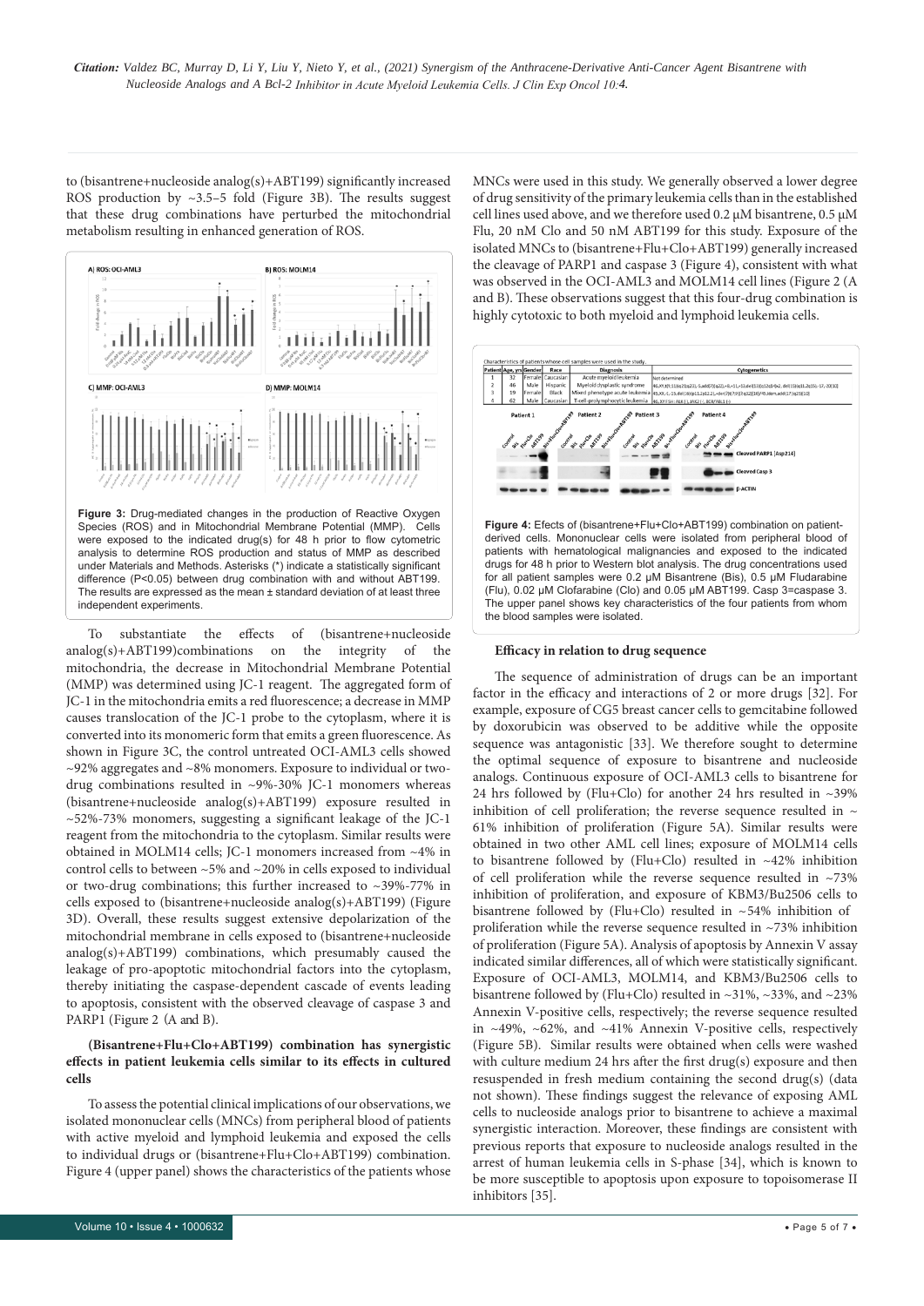to (bisantrene+nucleoside analog(s)+ABT199) significantly increased ROS production by ~3.5–5 fold (Figure 3B). The results suggest that these drug combinations have perturbed the mitochondrial metabolism resulting in enhanced generation of ROS.

**Figure 3:** Drug-mediated changes in the production of Reactive Oxygen Species (ROS) and in Mitochondrial Membrane Potential (MMP). Cells were exposed to the indicated drug(s) for 48 h prior to flow cytometric analysis to determine ROS production and status of MMP as described under Materials and Methods. Asterisks (*) indicate a statistically significant difference (P<0.05) between drug combination with and without ABT199. The results are expressed as the mean ± standard deviation of at least three independent experiments.

To substantiate the effects of (bisantrene+nucleoside analog(s)+ABT199)combinations on the integrity of the mitochondria, the decrease in Mitochondrial Membrane Potential (MMP) was determined using JC-1 reagent. The aggregated form of JC-1 in the mitochondria emits a red fluorescence; a decrease in MMP causes translocation of the JC-1 probe to the cytoplasm, where it is converted into its monomeric form that emits a green fluorescence. As shown in Figure 3C, the control untreated OCI-AML3 cells showed ~92% aggregates and ~8% monomers. Exposure to individual or two-drug combinations resulted in ~9%-30% JC-1 monomers whereas (bisantrene+nucleoside analog(s)+ABT199) exposure resulted in ~52%-73% monomers, suggesting a significant leakage of the JC-1 reagent from the mitochondria to the cytoplasm. Similar results were obtained in MOLM14 cells; JC-1 monomers increased from ~4% in control cells to between ~5% and ~20% in cells exposed to individual or two-drug combinations; this further increased to ~39%-77% in cells exposed to (bisantrene+nucleoside analog(s)+ABT199) (Figure 3D). Overall, these results suggest extensive depolarization of the mitochondrial membrane in cells exposed to (bisantrene+nucleoside analog(s)+ABT199) combinations, which presumably caused the leakage of pro-apoptotic mitochondrial factors into the cytoplasm, thereby initiating the caspase-dependent cascade of events leading to apoptosis, consistent with the observed cleavage of caspase 3 and PARP1 (Figure 2 (A and B).

**(Bisantrene+Flu+Clo+ABT199) combination has synergistic effects in patient leukemia cells similar to its effects in cultured cells**

To assess the potential clinical implications of our observations, we isolated mononuclear cells (MNCs) from peripheral blood of patients with active myeloid and lymphoid leukemia and exposed the cells to individual drugs or (bisantrene+Flu+Clo+ABT199) combination. Figure 4 (upper panel) shows the characteristics of the patients whose MNCs were used in this study. We generally observed a lower degree of drug sensitivity of the primary leukemia cells than in the established cell lines used above, and we therefore used 0.2 μM bisantrene, 0.5 μM Flu, 20 nM Clo and 50 nM ABT199 for this study. Exposure of the isolated MNCs to (bisantrene+Flu+Clo+ABT199) generally increased the cleavage of PARP1 and caspase 3 (Figure 4), consistent with what was observed in the OCI-AML3 and MOLM14 cell lines (Figure 2 (A and B). These observations suggest that this four-drug combination is highly cytotoxic to both myeloid and lymphoid leukemia cells.

Characteristics of patients whose cell samples were used in the study.

| Patient | Age, yrs | Gender | Race | Diagnosis | Cytogenetics |
|---|---|---|---|---|---|
| 1 | 32 | Female | Caucasian | Acute myeloid leukemia | Not determined |
| 2 | 46 | Male | Hispanic | Myelodysplastic syndrome | 46,XY,t(1;11)(q21;q23),-5,add(7)(q22),+8,+11,-13,der(13)t(12;13)(p13;q12)... |
| 3 | 19 | Female | Black | Mixed phenotype acute leukemia | 45,XX,-5,-15,del(16)(p11.2p13.3),+der(7)t(7;?)(?;q22)[16]/46,idem,add(17)(q23)[10] |
| 4 | 62 | Male | Caucasian | T-cell-prolymphocytic leukemia | 46,XY / TCL1A(+) ... |

**Figure 4:** Efects of (bisantrene+Flu+Clo+ABT199) combination on patient-derived cells. Mononuclear cells were isolated from peripheral blood of patients with hematological malignancies and exposed to the indicated drugs for 48 h prior to Western blot analysis. The drug concentrations used for all patient samples were 0.2 μM Bisantrene (Bis), 0.5 μM Fludarabine (Flu), 0.02 μM Clofarabine (Clo) and 0.05 μM ABT199. Casp 3=caspase 3. The upper panel shows key characteristics of the four patients from whom the blood samples were isolated.

**Efficacy in relation to drug sequence**

The sequence of administration of drugs can be an important factor in the efficacy and interactions of 2 or more drugs [32]. For example, exposure of CG5 breast cancer cells to gemcitabine followed by doxorubicin was observed to be additive while the opposite sequence was antagonistic [33]. We therefore sought to determine the optimal sequence of exposure to bisantrene and nucleoside analogs. Continuous exposure of OCI-AML3 cells to bisantrene for 24 hrs followed by (Flu+Clo) for another 24 hrs resulted in ~39% inhibition of cell proliferation; the reverse sequence resulted in ~ 61% inhibition of proliferation (Figure 5A). Similar results were obtained in two other AML cell lines; exposure of MOLM14 cells to bisantrene followed by (Flu+Clo) resulted in ~42% inhibition of cell proliferation while the reverse sequence resulted in ~73% inhibition of proliferation, and exposure of KBM3/Bu2506 cells to bisantrene followed by (Flu+Clo) resulted in ~54% inhibition of proliferation while the reverse sequence resulted in ~73% inhibition of proliferation (Figure 5A). Analysis of apoptosis by Annexin V assay indicated similar differences, all of which were statistically significant. Exposure of OCI-AML3, MOLM14, and KBM3/Bu2506 cells to bisantrene followed by (Flu+Clo) resulted in ~31%, ~33%, and ~23% Annexin V-positive cells, respectively; the reverse sequence resulted in ~49%, ~62%, and ~41% Annexin V-positive cells, respectively (Figure 5B). Similar results were obtained when cells were washed with culture medium 24 hrs after the first drug(s) exposure and then resuspended in fresh medium containing the second drug(s) (data not shown). These findings suggest the relevance of exposing AML cells to nucleoside analogs prior to bisantrene to achieve a maximal synergistic interaction. Moreover, these findings are consistent with previous reports that exposure to nucleoside analogs resulted in the arrest of human leukemia cells in S-phase [34], which is known to be more susceptible to apoptosis upon exposure to topoisomerase II inhibitors [35].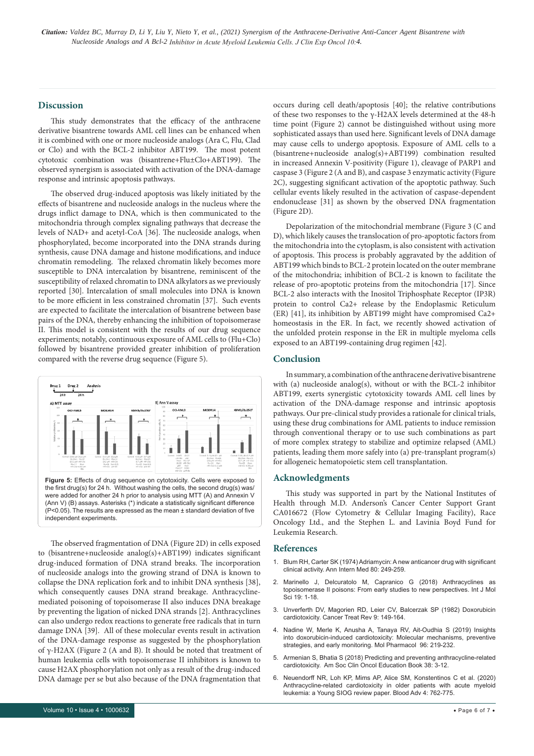## Discussion

This study demonstrates that the efficacy of the anthracene derivative bisantrene towards AML cell lines can be enhanced when it is combined with one or more nucleoside analogs (Ara C, Flu, Clad or Clo) and with the BCL-2 inhibitor ABT199. The most potent cytotoxic combination was (bisantrene+Flu±Clo+ABT199). The observed synergism is associated with activation of the DNA-damage response and intrinsic apoptosis pathways.

The observed drug-induced apoptosis was likely initiated by the effects of bisantrene and nucleoside analogs in the nucleus where the drugs inflict damage to DNA, which is then communicated to the mitochondria through complex signaling pathways that decrease the levels of NAD+ and acetyl-CoA [36]. The nucleoside analogs, when phosphorylated, become incorporated into the DNA strands during synthesis, cause DNA damage and histone modifications, and induce chromatin remodeling. The relaxed chromatin likely becomes more susceptible to DNA intercalation by bisantrene, reminiscent of the susceptibility of relaxed chromatin to DNA alkylators as we previously reported [30]. Intercalation of small molecules into DNA is known to be more efficient in less constrained chromatin [37]. Such events are expected to facilitate the intercalation of bisantrene between base pairs of the DNA, thereby enhancing the inhibition of topoisomerase II. This model is consistent with the results of our drug sequence experiments; notably, continuous exposure of AML cells to (Flu+Clo) followed by bisantrene provided greater inhibition of proliferation compared with the reverse drug sequence (Figure 5).

**Figure 5:** Effects of drug sequence on cytotoxicity. Cells were exposed to the first drug(s) for 24 h. Without washing the cells, the second drug(s) was/were added for another 24 h prior to analysis using MTT (A) and Annexin V (Ann V) (B) assays. Asterisks (*) indicate a statistically significant difference ($P<0.05$). The results are expressed as the mean ± standard deviation of five independent experiments.

The observed fragmentation of DNA (Figure 2D) in cells exposed to (bisantrene+nucleoside analog(s)+ABT199) indicates significant drug-induced formation of DNA strand breaks. The incorporation of nucleoside analogs into the growing strand of DNA is known to collapse the DNA replication fork and to inhibit DNA synthesis [38], which consequently causes DNA strand breakage. Anthracycline-mediated poisoning of topoisomerase II also induces DNA breakage by preventing the ligation of nicked DNA strands [2]. Anthracyclines can also undergo redox reactions to generate free radicals that in turn damage DNA [39]. All of these molecular events result in activation of the DNA-damage response as suggested by the phosphorylation of γ-H2AX (Figure 2 (A and B). It should be noted that treatment of human leukemia cells with topoisomerase II inhibitors is known to cause H2AX phosphorylation not only as a result of the drug-induced DNA damage per se but also because of the DNA fragmentation that occurs during cell death/apoptosis [40]; the relative contributions of these two responses to the γ-H2AX levels determined at the 48-h time point (Figure 2) cannot be distinguished without using more sophisticated assays than used here. Significant levels of DNA damage may cause cells to undergo apoptosis. Exposure of AML cells to a (bisantrene+nucleoside analog(s)+ABT199) combination resulted in increased Annexin V-positivity (Figure 1), cleavage of PARP1 and caspase 3 (Figure 2 (A and B), and caspase 3 enzymatic activity (Figure 2C), suggesting significant activation of the apoptotic pathway. Such cellular events likely resulted in the activation of caspase-dependent endonuclease [31] as shown by the observed DNA fragmentation (Figure 2D).

Depolarization of the mitochondrial membrane (Figure 3 (C and D), which likely causes the translocation of pro-apoptotic factors from the mitochondria into the cytoplasm, is also consistent with activation of apoptosis. This process is probably aggravated by the addition of ABT199 which binds to BCL-2 protein located on the outer membrane of the mitochondria; inhibition of BCL-2 is known to facilitate the release of pro-apoptotic proteins from the mitochondria [17]. Since BCL-2 also interacts with the Inositol Triphosphate Receptor (IP3R) protein to control Ca2+ release by the Endoplasmic Reticulum (ER) [41], its inhibition by ABT199 might have compromised Ca2+ homeostasis in the ER. In fact, we recently showed activation of the unfolded protein response in the ER in multiple myeloma cells exposed to an ABT199-containing drug regimen [42].

## Conclusion

In summary, a combination of the anthracene derivative bisantrene with (a) nucleoside analog(s), without or with the BCL-2 inhibitor ABT199, exerts synergistic cytotoxicity towards AML cell lines by activation of the DNA-damage response and intrinsic apoptosis pathways. Our pre-clinical study provides a rationale for clinical trials, using these drug combinations for AML patients to induce remission through conventional therapy or to use such combinations as part of more complex strategy to stabilize and optimize relapsed (AML) patients, leading them more safely into (a) pre-transplant program(s) for allogeneic hematopoietic stem cell transplantation.

## Acknowledgments

This study was supported in part by the National Institutes of Health through M.D. Anderson's Cancer Center Support Grant CA016672 (Flow Cytometry & Cellular Imaging Facility), Race Oncology Ltd., and the Stephen L. and Lavinia Boyd Fund for Leukemia Research.

## References

1. Blum RH, Carter SK (1974) Adriamycin: A new anticancer drug with significant clinical activity. Ann Intern Med 80: 249-259.
2. Marinello J, Delcuratolo M, Capranico G (2018) Anthracyclines as topoisomerase II poisons: From early studies to new perspectives. Int J Mol Sci 19: 1-18.
3. Unverferth DV, Magorien RD, Leier CV, Balcerzak SP (1982) Doxorubicin cardiotoxicity. Cancer Treat Rev 9: 149-164.
4. Nadine W, Merle K, Anusha A, Tanaya RV, Ait-Oudhia S (2019) Insights into doxorubicin-induced cardiotoxicity: Molecular mechanisms, preventive strategies, and early monitoring. Mol Pharmacol 96: 219-232.
5. Armenian S, Bhatia S (2018) Predicting and preventing anthracycline-related cardiotoxicity. Am Soc Clin Oncol Education Book 38: 3-12.
6. Neuendorff NR, Loh KP, Mims AP, Alice SM, Konstentinos C et al. (2020) Anthracycline-related cardiotoxicity in older patients with acute myeloid leukemia: a Young SIOG review paper. Blood Adv 4: 762-775.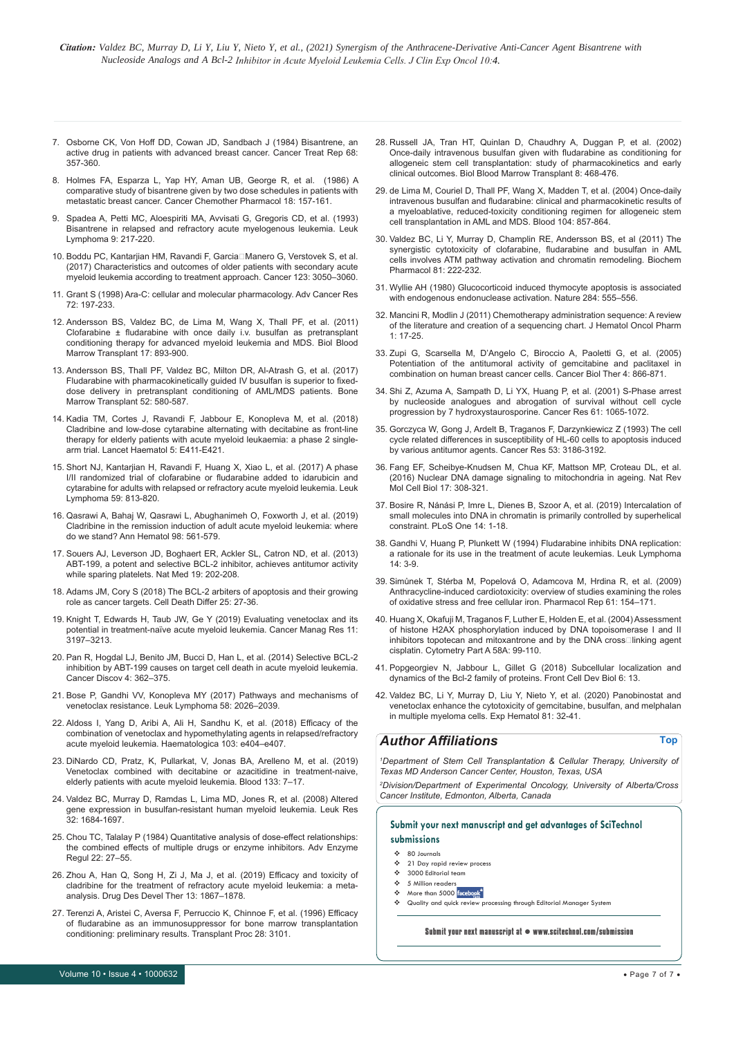7. Osborne CK, Von Hoff DD, Cowan JD, Sandbach J (1984) Bisantrene, an active drug in patients with advanced breast cancer. Cancer Treat Rep 68: 357-360.

8. Holmes FA, Esparza L, Yap HY, Aman UB, George R, et al. (1986) A comparative study of bisantrene given by two dose schedules in patients with metastatic breast cancer. Cancer Chemother Pharmacol 18: 157-161.

9. Spadea A, Petti MC, Aloespiriti MA, Avvisati G, Gregoris CD, et al. (1993) Bisantrene in relapsed and refractory acute myelogenous leukemia. Leuk Lymphoma 9: 217-220.

10. Boddu PC, Kantarjian HM, Ravandi F, Garcia-Manero G, Verstovek S, et al. (2017) Characteristics and outcomes of older patients with secondary acute myeloid leukemia according to treatment approach. Cancer 123: 3050–3060.

11. Grant S (1998) Ara-C: cellular and molecular pharmacology. Adv Cancer Res 72: 197-233.

12. Andersson BS, Valdez BC, de Lima M, Wang X, Thall PF, et al. (2011) Clofarabine ± fludarabine with once daily i.v. busulfan as pretransplant conditioning therapy for advanced myeloid leukemia and MDS. Biol Blood Marrow Transplant 17: 893-900.

13. Andersson BS, Thall PF, Valdez BC, Milton DR, Al-Atrash G, et al. (2017) Fludarabine with pharmacokinetically guided IV busulfan is superior to fixed-dose delivery in pretransplant conditioning of AML/MDS patients. Bone Marrow Transplant 52: 580-587.

14. Kadia TM, Cortes J, Ravandi F, Jabbour E, Konopleva M, et al. (2018) Cladribine and low-dose cytarabine alternating with decitabine as front-line therapy for elderly patients with acute myeloid leukaemia: a phase 2 single-arm trial. Lancet Haematol 5: E411-E421.

15. Short NJ, Kantarjian H, Ravandi F, Huang X, Xiao L, et al. (2017) A phase I/II randomized trial of clofarabine or fludarabine added to idarubicin and cytarabine for adults with relapsed or refractory acute myeloid leukemia. Leuk Lymphoma 59: 813-820.

16. Qasrawi A, Bahaj W, Qasrawi L, Abughanimeh O, Foxworth J, et al. (2019) Cladribine in the remission induction of adult acute myeloid leukemia: where do we stand? Ann Hematol 98: 561-579.

17. Souers AJ, Leverson JD, Boghaert ER, Ackler SL, Catron ND, et al. (2013) ABT-199, a potent and selective BCL-2 inhibitor, achieves antitumor activity while sparing platelets. Nat Med 19: 202-208.

18. Adams JM, Cory S (2018) The BCL-2 arbiters of apoptosis and their growing role as cancer targets. Cell Death Differ 25: 27-36.

19. Knight T, Edwards H, Taub JW, Ge Y (2019) Evaluating venetoclax and its potential in treatment-naïve acute myeloid leukemia. Cancer Manag Res 11: 3197–3213.

20. Pan R, Hogdal LJ, Benito JM, Bucci D, Han L, et al. (2014) Selective BCL-2 inhibition by ABT-199 causes on target cell death in acute myeloid leukemia. Cancer Discov 4: 362–375.

21. Bose P, Gandhi VV, Konopleva MY (2017) Pathways and mechanisms of venetoclax resistance. Leuk Lymphoma 58: 2026–2039.

22. Aldoss I, Yang D, Aribi A, Ali H, Sandhu K, et al. (2018) Efficacy of the combination of venetoclax and hypomethylating agents in relapsed/refractory acute myeloid leukemia. Haematologica 103: e404–e407.

23. DiNardo CD, Pratz, K, Pullarkat, V, Jonas BA, Arelleno M, et al. (2019) Venetoclax combined with decitabine or azacitidine in treatment-naive, elderly patients with acute myeloid leukemia. Blood 133: 7–17.

24. Valdez BC, Murray D, Ramdas L, Lima MD, Jones R, et al. (2008) Altered gene expression in busulfan-resistant human myeloid leukemia. Leuk Res 32: 1684-1697.

25. Chou TC, Talalay P (1984) Quantitative analysis of dose-effect relationships: the combined effects of multiple drugs or enzyme inhibitors. Adv Enzyme Regul 22: 27–55.

26. Zhou A, Han Q, Song H, Zi J, Ma J, et al. (2019) Efficacy and toxicity of cladribine for the treatment of refractory acute myeloid leukemia: a meta-analysis. Drug Des Devel Ther 13: 1867–1878.

27. Terenzi A, Aristei C, Aversa F, Perruccio K, Chinnoe F, et al. (1996) Efficacy of fludarabine as an immunosuppressor for bone marrow transplantation conditioning: preliminary results. Transplant Proc 28: 3101.

28. Russell JA, Tran HT, Quinlan D, Chaudhry A, Duggan P, et al. (2002) Once-daily intravenous busulfan given with fludarabine as conditioning for allogeneic stem cell transplantation: study of pharmacokinetics and early clinical outcomes. Biol Blood Marrow Transplant 8: 468-476.

29. de Lima M, Couriel D, Thall PF, Wang X, Madden T, et al. (2004) Once-daily intravenous busulfan and fludarabine: clinical and pharmacokinetic results of a myeloablative, reduced-toxicity conditioning regimen for allogeneic stem cell transplantation in AML and MDS. Blood 104: 857-864.

30. Valdez BC, Li Y, Murray D, Champlin RE, Andersson BS, et al (2011) The synergistic cytotoxicity of clofarabine, fludarabine and busulfan in AML cells involves ATM pathway activation and chromatin remodeling. Biochem Pharmacol 81: 222-232.

31. Wyllie AH (1980) Glucocorticoid induced thymocyte apoptosis is associated with endogenous endonuclease activation. Nature 284: 555–556.

32. Mancini R, Modlin J (2011) Chemotherapy administration sequence: A review of the literature and creation of a sequencing chart. J Hematol Oncol Pharm 1: 17-25.

33. Zupi G, Scarsella M, D'Angelo C, Biroccio A, Paoletti G, et al. (2005) Potentiation of the antitumoral activity of gemcitabine and paclitaxel in combination on human breast cancer cells. Cancer Biol Ther 4: 866-871.

34. Shi Z, Azuma A, Sampath D, Li YX, Huang P, et al. (2001) S-Phase arrest by nucleoside analogues and abrogation of survival without cell cycle progression by 7 hydroxystaurosporine. Cancer Res 61: 1065-1072.

35. Gorczyca W, Gong J, Ardelt B, Traganos F, Darzynkiewicz Z (1993) The cell cycle related differences in susceptibility of HL-60 cells to apoptosis induced by various antitumor agents. Cancer Res 53: 3186-3192.

36. Fang EF, Scheibye-Knudsen M, Chua KF, Mattson MP, Croteau DL, et al. (2016) Nuclear DNA damage signaling to mitochondria in ageing. Nat Rev Mol Cell Biol 17: 308-321.

37. Bosire R, Nánási P, Imre L, Dienes B, Szoor A, et al. (2019) Intercalation of small molecules into DNA in chromatin is primarily controlled by superhelical constraint. PLoS One 14: 1-18.

38. Gandhi V, Huang P, Plunkett W (1994) Fludarabine inhibits DNA replication: a rationale for its use in the treatment of acute leukemias. Leuk Lymphoma 14: 3-9.

39. Simůnek T, Stérba M, Popelová O, Adamcova M, Hrdina R, et al. (2009) Anthracycline-induced cardiotoxicity: overview of studies examining the roles of oxidative stress and free cellular iron. Pharmacol Rep 61: 154–171.

40. Huang X, Okafuji M, Traganos F, Luther E, Holden E, et al. (2004) Assessment of histone H2AX phosphorylation induced by DNA topoisomerase I and II inhibitors topotecan and mitoxantrone and by the DNA cross-linking agent cisplatin. Cytometry Part A 58A: 99-110.

41. Popgeorgiev N, Jabbour L, Gillet G (2018) Subcellular localization and dynamics of the Bcl-2 family of proteins. Front Cell Dev Biol 6: 13.

42. Valdez BC, Li Y, Murray D, Liu Y, Nieto Y, et al. (2020) Panobinostat and venetoclax enhance the cytotoxicity of gemcitabine, busulfan, and melphalan in multiple myeloma cells. Exp Hematol 81: 32-41.

## Author Affiliations

Top

[1]Department of Stem Cell Transplantation & Cellular Therapy, University of Texas MD Anderson Cancer Center, Houston, Texas, USA

[2]Division/Department of Experimental Oncology, University of Alberta/Cross Cancer Institute, Edmonton, Alberta, Canada

**Submit your next manuscript and get advantages of SciTechnol submissions**

- 80 Journals
- 21 Day rapid review process
- 3000 Editorial team
- 5 Million readers
- More than 5000 facebook
- Quality and quick review processing through Editorial Manager System

**Submit your next manuscript at ● www.scitechnol.com/submission**